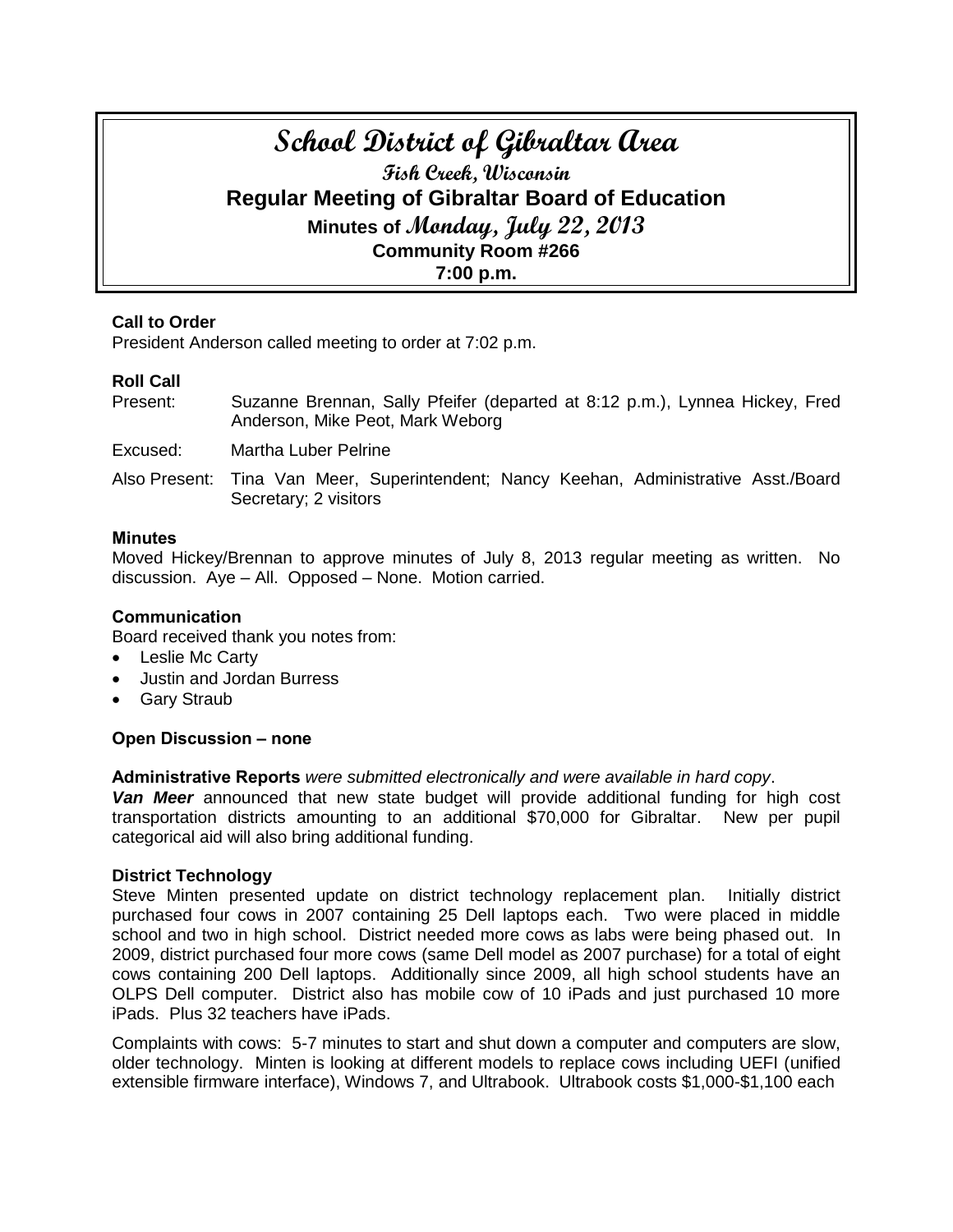# School District of Gibraltar Area

**Fish Creek, Wisconsin**

**Regular Meeting of Gibraltar Board of Education**

**Minutes of Monday, July 22, 2013**

**Community Room #266**

**7:00 p.m.**

### Call to Order

President Anderson called meeting to order at 7:02 p.m.

### Roll Call

Present: Suzanne Brennan, Sally Pfeifer (departed at 8:12 p.m.), Lynnea Hickey, Fred Anderson, Mike Peot, Mark Weborg

Excused: Martha Luber Pelrine

Also Present: Tina Van Meer, Superintendent; Nancy Keehan, Administrative Asst./Board Secretary; 2 visitors

### Minutes

Moved Hickey/Brennan to approve minutes of July 8, 2013 regular meeting as written. No discussion. Aye – All. Opposed – None. Motion carried.

### Communication

Board received thank you notes from:

- Leslie Mc Carty
- Justin and Jordan Burress
- Gary Straub

### Open Discussion – none

**Administrative Reports** *were submitted electronically and were available in hard copy*.

***Van Meer*** announced that new state budget will provide additional funding for high cost transportation districts amounting to an additional $70,000 for Gibraltar. New per pupil categorical aid will also bring additional funding.

### District Technology

Steve Minten presented update on district technology replacement plan. Initially district purchased four cows in 2007 containing 25 Dell laptops each. Two were placed in middle school and two in high school. District needed more cows as labs were being phased out. In 2009, district purchased four more cows (same Dell model as 2007 purchase) for a total of eight cows containing 200 Dell laptops. Additionally since 2009, all high school students have an OLPS Dell computer. District also has mobile cow of 10 iPads and just purchased 10 more iPads. Plus 32 teachers have iPads.

Complaints with cows: 5-7 minutes to start and shut down a computer and computers are slow, older technology. Minten is looking at different models to replace cows including UEFI (unified extensible firmware interface), Windows 7, and Ultrabook. Ultrabook costs $1,000-$1,100 each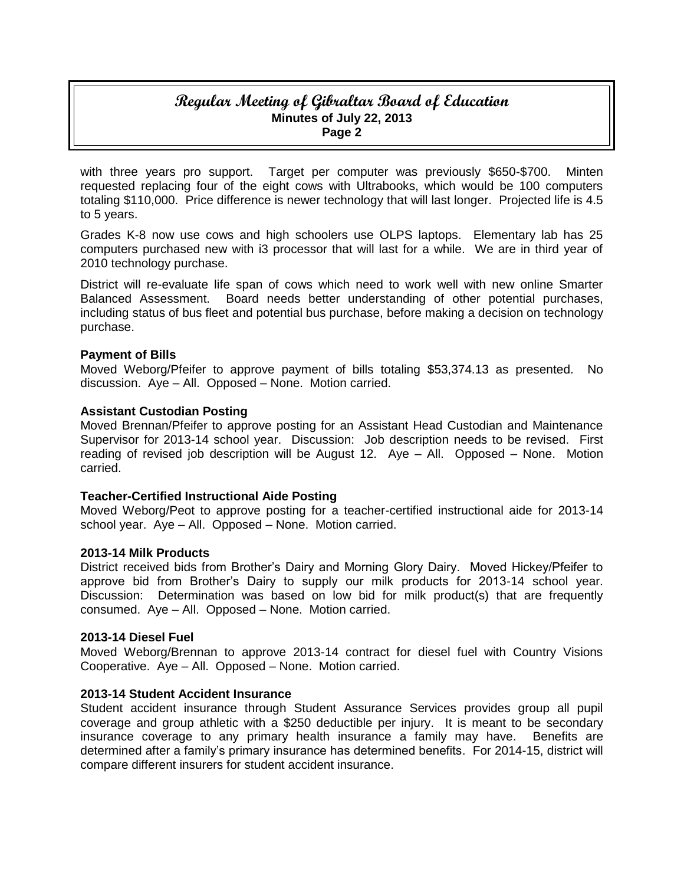with three years pro support. Target per computer was previously \$650-\$700. Minten requested replacing four of the eight cows with Ultrabooks, which would be 100 computers totaling \$110,000. Price difference is newer technology that will last longer. Projected life is 4.5 to 5 years.

Grades K-8 now use cows and high schoolers use OLPS laptops. Elementary lab has 25 computers purchased new with i3 processor that will last for a while. We are in third year of 2010 technology purchase.

District will re-evaluate life span of cows which need to work well with new online Smarter Balanced Assessment. Board needs better understanding of other potential purchases, including status of bus fleet and potential bus purchase, before making a decision on technology purchase.

**Payment of Bills**
Moved Weborg/Pfeifer to approve payment of bills totaling \$53,374.13 as presented. No discussion. Aye – All. Opposed – None. Motion carried.

**Assistant Custodian Posting**
Moved Brennan/Pfeifer to approve posting for an Assistant Head Custodian and Maintenance Supervisor for 2013-14 school year. Discussion: Job description needs to be revised. First reading of revised job description will be August 12. Aye – All. Opposed – None. Motion carried.

**Teacher-Certified Instructional Aide Posting**
Moved Weborg/Peot to approve posting for a teacher-certified instructional aide for 2013-14 school year. Aye – All. Opposed – None. Motion carried.

**2013-14 Milk Products**
District received bids from Brother's Dairy and Morning Glory Dairy. Moved Hickey/Pfeifer to approve bid from Brother's Dairy to supply our milk products for 2013-14 school year. Discussion: Determination was based on low bid for milk product(s) that are frequently consumed. Aye – All. Opposed – None. Motion carried.

**2013-14 Diesel Fuel**
Moved Weborg/Brennan to approve 2013-14 contract for diesel fuel with Country Visions Cooperative. Aye – All. Opposed – None. Motion carried.

**2013-14 Student Accident Insurance**
Student accident insurance through Student Assurance Services provides group all pupil coverage and group athletic with a \$250 deductible per injury. It is meant to be secondary insurance coverage to any primary health insurance a family may have. Benefits are determined after a family's primary insurance has determined benefits. For 2014-15, district will compare different insurers for student accident insurance.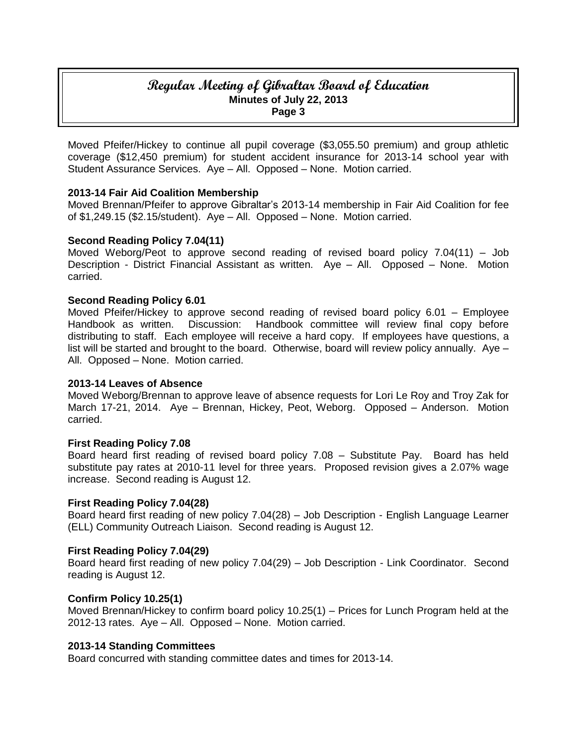Moved Pfeifer/Hickey to continue all pupil coverage ($3,055.50 premium) and group athletic coverage ($12,450 premium) for student accident insurance for 2013-14 school year with Student Assurance Services. Aye – All. Opposed – None. Motion carried.

**2013-14 Fair Aid Coalition Membership**

Moved Brennan/Pfeifer to approve Gibraltar's 2013-14 membership in Fair Aid Coalition for fee of $1,249.15 ($2.15/student). Aye – All. Opposed – None. Motion carried.

**Second Reading Policy 7.04(11)**

Moved Weborg/Peot to approve second reading of revised board policy 7.04(11) – Job Description - District Financial Assistant as written. Aye – All. Opposed – None. Motion carried.

**Second Reading Policy 6.01**

Moved Pfeifer/Hickey to approve second reading of revised board policy 6.01 – Employee Handbook as written. Discussion: Handbook committee will review final copy before distributing to staff. Each employee will receive a hard copy. If employees have questions, a list will be started and brought to the board. Otherwise, board will review policy annually. Aye – All. Opposed – None. Motion carried.

**2013-14 Leaves of Absence**

Moved Weborg/Brennan to approve leave of absence requests for Lori Le Roy and Troy Zak for March 17-21, 2014. Aye – Brennan, Hickey, Peot, Weborg. Opposed – Anderson. Motion carried.

**First Reading Policy 7.08**

Board heard first reading of revised board policy 7.08 – Substitute Pay. Board has held substitute pay rates at 2010-11 level for three years. Proposed revision gives a 2.07% wage increase. Second reading is August 12.

**First Reading Policy 7.04(28)**

Board heard first reading of new policy 7.04(28) – Job Description - English Language Learner (ELL) Community Outreach Liaison. Second reading is August 12.

**First Reading Policy 7.04(29)**

Board heard first reading of new policy 7.04(29) – Job Description - Link Coordinator. Second reading is August 12.

**Confirm Policy 10.25(1)**

Moved Brennan/Hickey to confirm board policy 10.25(1) – Prices for Lunch Program held at the 2012-13 rates. Aye – All. Opposed – None. Motion carried.

**2013-14 Standing Committees**

Board concurred with standing committee dates and times for 2013-14.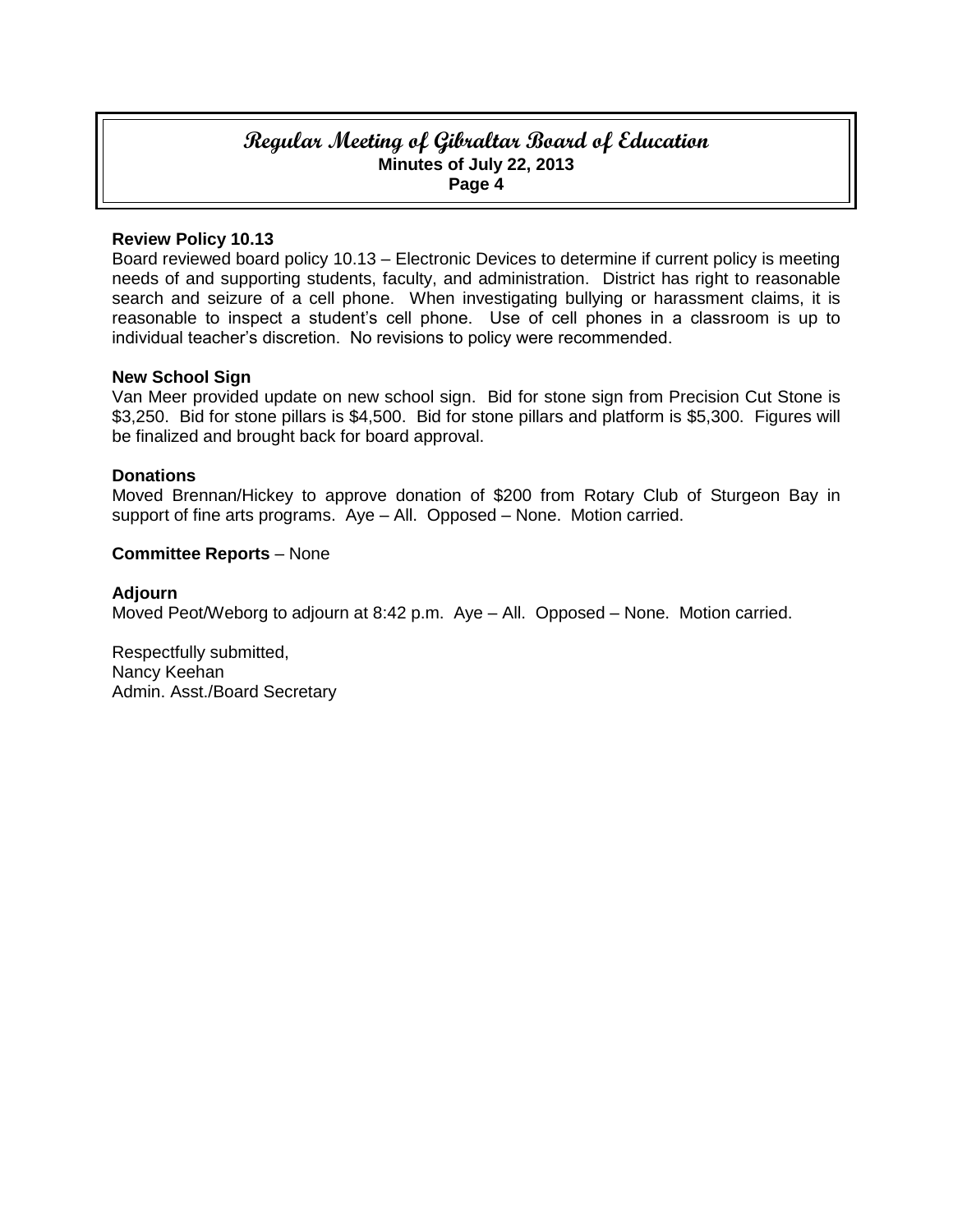**Review Policy 10.13**

Board reviewed board policy 10.13 – Electronic Devices to determine if current policy is meeting needs of and supporting students, faculty, and administration. District has right to reasonable search and seizure of a cell phone. When investigating bullying or harassment claims, it is reasonable to inspect a student's cell phone. Use of cell phones in a classroom is up to individual teacher's discretion. No revisions to policy were recommended.

**New School Sign**

Van Meer provided update on new school sign. Bid for stone sign from Precision Cut Stone is $3,250. Bid for stone pillars is $4,500. Bid for stone pillars and platform is $5,300. Figures will be finalized and brought back for board approval.

**Donations**

Moved Brennan/Hickey to approve donation of $200 from Rotary Club of Sturgeon Bay in support of fine arts programs. Aye – All. Opposed – None. Motion carried.

**Committee Reports** – None

**Adjourn**

Moved Peot/Weborg to adjourn at 8:42 p.m. Aye – All. Opposed – None. Motion carried.

Respectfully submitted,
Nancy Keehan
Admin. Asst./Board Secretary